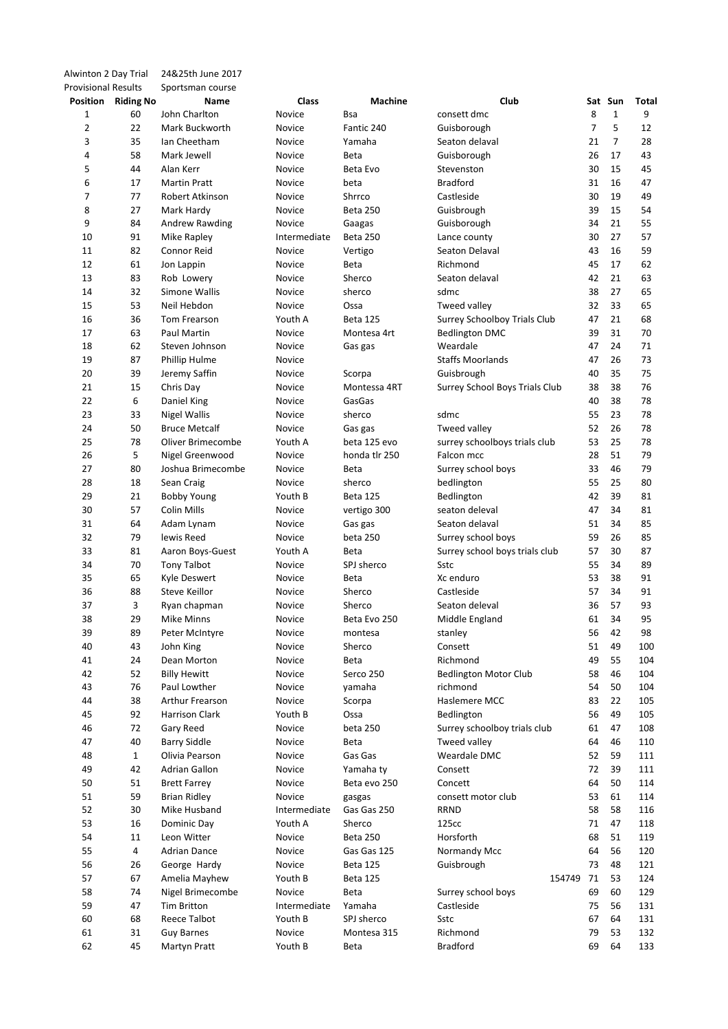Alwinton 2 Day Trial 24&25th June 2017

Provisional Results Sportsman course

| Position | Riding No | Name | Class | Machine | Club | Sat | Sun | Total |
|---|---|---|---|---|---|---|---|---|
| 1 | 60 | John Charlton | Novice | Bsa | consett dmc | 8 | 1 | 9 |
| 2 | 22 | Mark Buckworth | Novice | Fantic 240 | Guisborough | 7 | 5 | 12 |
| 3 | 35 | Ian Cheetham | Novice | Yamaha | Seaton delaval | 21 | 7 | 28 |
| 4 | 58 | Mark Jewell | Novice | Beta | Guisborough | 26 | 17 | 43 |
| 5 | 44 | Alan Kerr | Novice | Beta Evo | Stevenston | 30 | 15 | 45 |
| 6 | 17 | Martin Pratt | Novice | beta | Bradford | 31 | 16 | 47 |
| 7 | 77 | Robert Atkinson | Novice | Shrrco | Castleside | 30 | 19 | 49 |
| 8 | 27 | Mark Hardy | Novice | Beta 250 | Guisbrough | 39 | 15 | 54 |
| 9 | 84 | Andrew Rawding | Novice | Gaagas | Guisborough | 34 | 21 | 55 |
| 10 | 91 | Mike Rapley | Intermediate | Beta 250 | Lance county | 30 | 27 | 57 |
| 11 | 82 | Connor Reid | Novice | Vertigo | Seaton Delaval | 43 | 16 | 59 |
| 12 | 61 | Jon Lappin | Novice | Beta | Richmond | 45 | 17 | 62 |
| 13 | 83 | Rob Lowery | Novice | Sherco | Seaton delaval | 42 | 21 | 63 |
| 14 | 32 | Simone Wallis | Novice | sherco | sdmc | 38 | 27 | 65 |
| 15 | 53 | Neil Hebdon | Novice | Ossa | Tweed valley | 32 | 33 | 65 |
| 16 | 36 | Tom Frearson | Youth A | Beta 125 | Surrey Schoolboy Trials Club | 47 | 21 | 68 |
| 17 | 63 | Paul Martin | Novice | Montesa 4rt | Bedlington DMC | 39 | 31 | 70 |
| 18 | 62 | Steven Johnson | Novice | Gas gas | Weardale | 47 | 24 | 71 |
| 19 | 87 | Phillip Hulme | Novice | | Staffs Moorlands | 47 | 26 | 73 |
| 20 | 39 | Jeremy Saffin | Novice | Scorpa | Guisbrough | 40 | 35 | 75 |
| 21 | 15 | Chris Day | Novice | Montessa 4RT | Surrey School Boys Trials Club | 38 | 38 | 76 |
| 22 | 6 | Daniel King | Novice | GasGas | | 40 | 38 | 78 |
| 23 | 33 | Nigel Wallis | Novice | sherco | sdmc | 55 | 23 | 78 |
| 24 | 50 | Bruce Metcalf | Novice | Gas gas | Tweed valley | 52 | 26 | 78 |
| 25 | 78 | Oliver Brimecombe | Youth A | beta 125 evo | surrey schoolboys trials club | 53 | 25 | 78 |
| 26 | 5 | Nigel Greenwood | Novice | honda tlr 250 | Falcon mcc | 28 | 51 | 79 |
| 27 | 80 | Joshua Brimecombe | Novice | Beta | Surrey school boys | 33 | 46 | 79 |
| 28 | 18 | Sean Craig | Novice | sherco | bedlington | 55 | 25 | 80 |
| 29 | 21 | Bobby Young | Youth B | Beta 125 | Bedlington | 42 | 39 | 81 |
| 30 | 57 | Colin Mills | Novice | vertigo 300 | seaton deleval | 47 | 34 | 81 |
| 31 | 64 | Adam Lynam | Novice | Gas gas | Seaton delaval | 51 | 34 | 85 |
| 32 | 79 | lewis Reed | Novice | beta 250 | Surrey school boys | 59 | 26 | 85 |
| 33 | 81 | Aaron Boys-Guest | Youth A | Beta | Surrey school boys trials club | 57 | 30 | 87 |
| 34 | 70 | Tony Talbot | Novice | SPJ sherco | Sstc | 55 | 34 | 89 |
| 35 | 65 | Kyle Deswert | Novice | Beta | Xc enduro | 53 | 38 | 91 |
| 36 | 88 | Steve Keillor | Novice | Sherco | Castleside | 57 | 34 | 91 |
| 37 | 3 | Ryan chapman | Novice | Sherco | Seaton deleval | 36 | 57 | 93 |
| 38 | 29 | Mike Minns | Novice | Beta Evo 250 | Middle England | 61 | 34 | 95 |
| 39 | 89 | Peter McIntyre | Novice | montesa | stanley | 56 | 42 | 98 |
| 40 | 43 | John King | Novice | Sherco | Consett | 51 | 49 | 100 |
| 41 | 24 | Dean Morton | Novice | Beta | Richmond | 49 | 55 | 104 |
| 42 | 52 | Billy Hewitt | Novice | Serco 250 | Bedlington Motor Club | 58 | 46 | 104 |
| 43 | 76 | Paul Lowther | Novice | yamaha | richmond | 54 | 50 | 104 |
| 44 | 38 | Arthur Frearson | Novice | Scorpa | Haslemere MCC | 83 | 22 | 105 |
| 45 | 92 | Harrison Clark | Youth B | Ossa | Bedlington | 56 | 49 | 105 |
| 46 | 72 | Gary Reed | Novice | beta 250 | Surrey schoolboy trials club | 61 | 47 | 108 |
| 47 | 40 | Barry Siddle | Novice | Beta | Tweed valley | 64 | 46 | 110 |
| 48 | 1 | Olivia Pearson | Novice | Gas Gas | Weardale DMC | 52 | 59 | 111 |
| 49 | 42 | Adrian Gallon | Novice | Yamaha ty | Consett | 72 | 39 | 111 |
| 50 | 51 | Brett Farrey | Novice | Beta evo 250 | Concett | 64 | 50 | 114 |
| 51 | 59 | Brian Ridley | Novice | gasgas | consett motor club | 53 | 61 | 114 |
| 52 | 30 | Mike Husband | Intermediate | Gas Gas 250 | RRND | 58 | 58 | 116 |
| 53 | 16 | Dominic Day | Youth A | Sherco | 125cc | 71 | 47 | 118 |
| 54 | 11 | Leon Witter | Novice | Beta 250 | Horsforth | 68 | 51 | 119 |
| 55 | 4 | Adrian Dance | Novice | Gas Gas 125 | Normandy Mcc | 64 | 56 | 120 |
| 56 | 26 | George Hardy | Novice | Beta 125 | Guisbrough | 73 | 48 | 121 |
| 57 | 67 | Amelia Mayhew | Youth B | Beta 125 | 154749 | 71 | 53 | 124 |
| 58 | 74 | Nigel Brimecombe | Novice | Beta | Surrey school boys | 69 | 60 | 129 |
| 59 | 47 | Tim Britton | Intermediate | Yamaha | Castleside | 75 | 56 | 131 |
| 60 | 68 | Reece Talbot | Youth B | SPJ sherco | Sstc | 67 | 64 | 131 |
| 61 | 31 | Guy Barnes | Novice | Montesa 315 | Richmond | 79 | 53 | 132 |
| 62 | 45 | Martyn Pratt | Youth B | Beta | Bradford | 69 | 64 | 133 |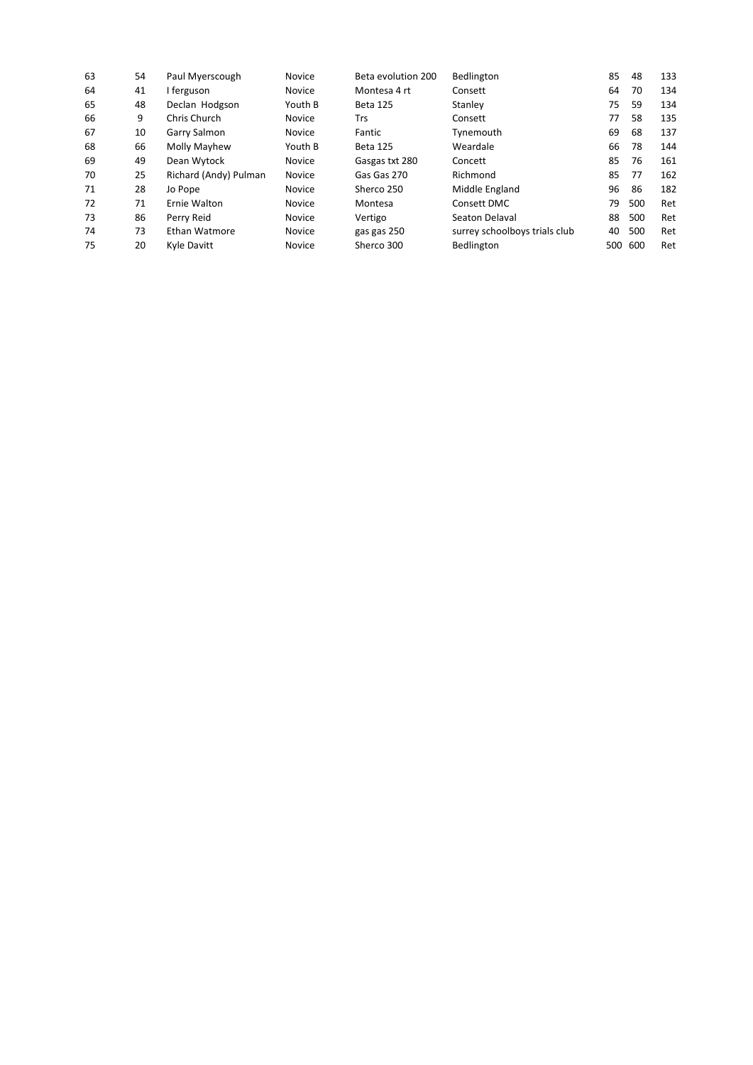| | | | | | | | | |
|---|---|---|---|---|---|---|---|---|
| 63 | 54 | Paul Myerscough | Novice | Beta evolution 200 | Bedlington | 85 | 48 | 133 |
| 64 | 41 | I ferguson | Novice | Montesa 4 rt | Consett | 64 | 70 | 134 |
| 65 | 48 | Declan Hodgson | Youth B | Beta 125 | Stanley | 75 | 59 | 134 |
| 66 | 9 | Chris Church | Novice | Trs | Consett | 77 | 58 | 135 |
| 67 | 10 | Garry Salmon | Novice | Fantic | Tynemouth | 69 | 68 | 137 |
| 68 | 66 | Molly Mayhew | Youth B | Beta 125 | Weardale | 66 | 78 | 144 |
| 69 | 49 | Dean Wytock | Novice | Gasgas txt 280 | Concett | 85 | 76 | 161 |
| 70 | 25 | Richard (Andy) Pulman | Novice | Gas Gas 270 | Richmond | 85 | 77 | 162 |
| 71 | 28 | Jo Pope | Novice | Sherco 250 | Middle England | 96 | 86 | 182 |
| 72 | 71 | Ernie Walton | Novice | Montesa | Consett DMC | 79 | 500 | Ret |
| 73 | 86 | Perry Reid | Novice | Vertigo | Seaton Delaval | 88 | 500 | Ret |
| 74 | 73 | Ethan Watmore | Novice | gas gas 250 | surrey schoolboys trials club | 40 | 500 | Ret |
| 75 | 20 | Kyle Davitt | Novice | Sherco 300 | Bedlington | 500 | 600 | Ret |